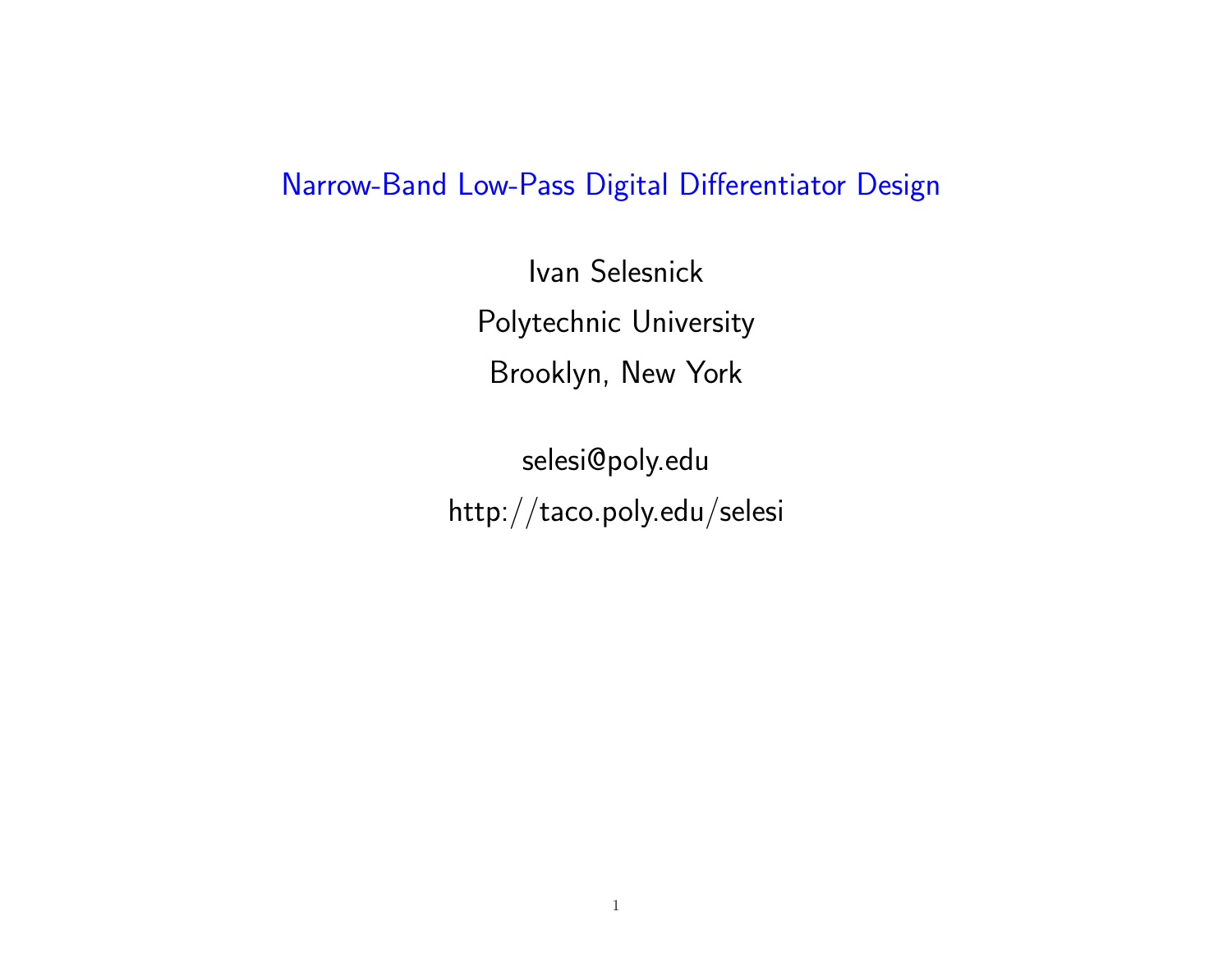# Narrow-Band Low-Pass Digital Differentiator Design

Ivan Selesnick

Polytechnic University

Brooklyn, New York

selesi@poly.edu

http://taco.poly.edu/selesi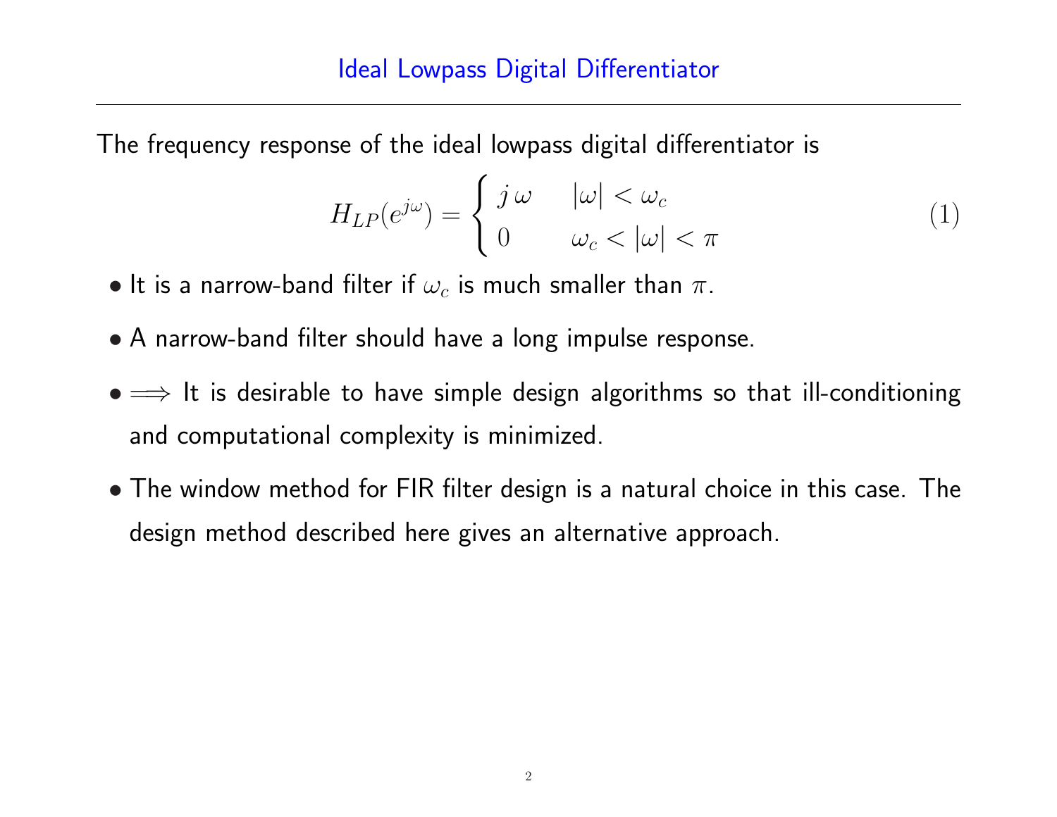## Ideal Lowpass Digital Differentiator

The frequency response of the ideal lowpass digital differentiator is

$$H_{LP}(e^{j\omega}) = \begin{cases} j\,\omega & |\omega| < \omega_c \\ 0 & \omega_c < |\omega| < \pi \end{cases} \tag{1}$$

- It is a narrow-band filter if $\omega_c$ is much smaller than $\pi$.
- A narrow-band filter should have a long impulse response.
- $\Longrightarrow$ It is desirable to have simple design algorithms so that ill-conditioning and computational complexity is minimized.
- The window method for FIR filter design is a natural choice in this case. The design method described here gives an alternative approach.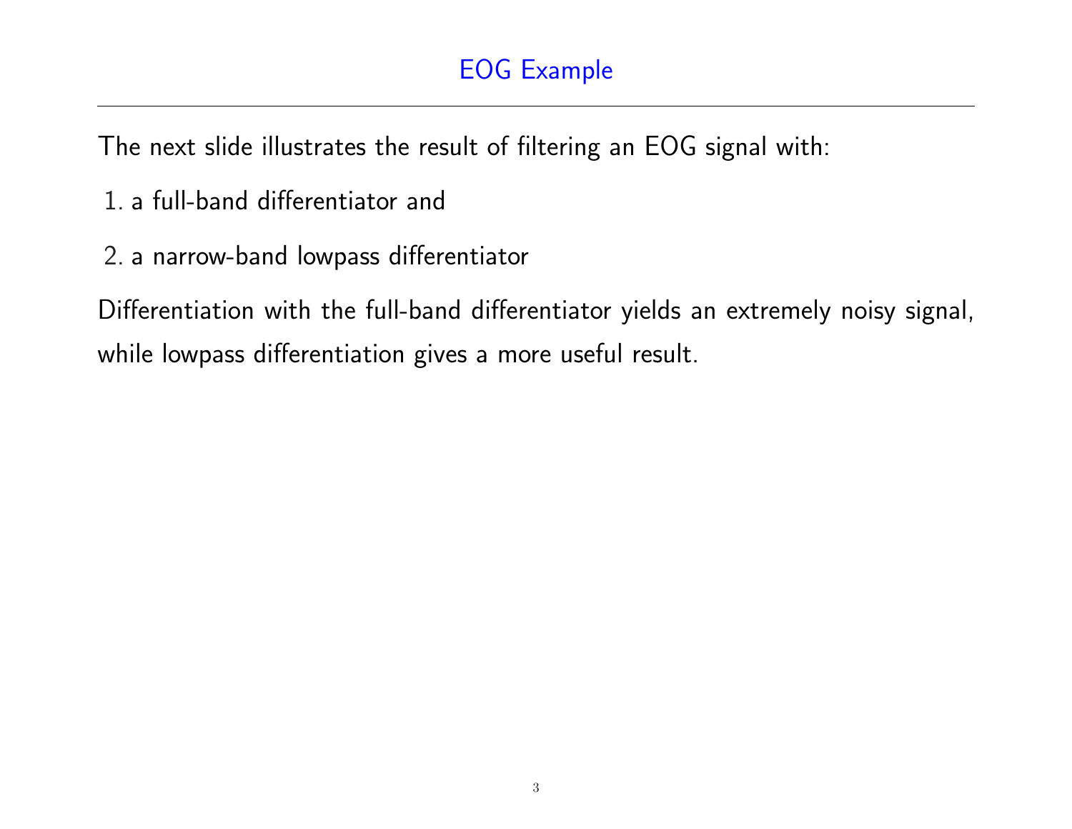# EOG Example

The next slide illustrates the result of filtering an EOG signal with:

1. a full-band differentiator and
2. a narrow-band lowpass differentiator

Differentiation with the full-band differentiator yields an extremely noisy signal, while lowpass differentiation gives a more useful result.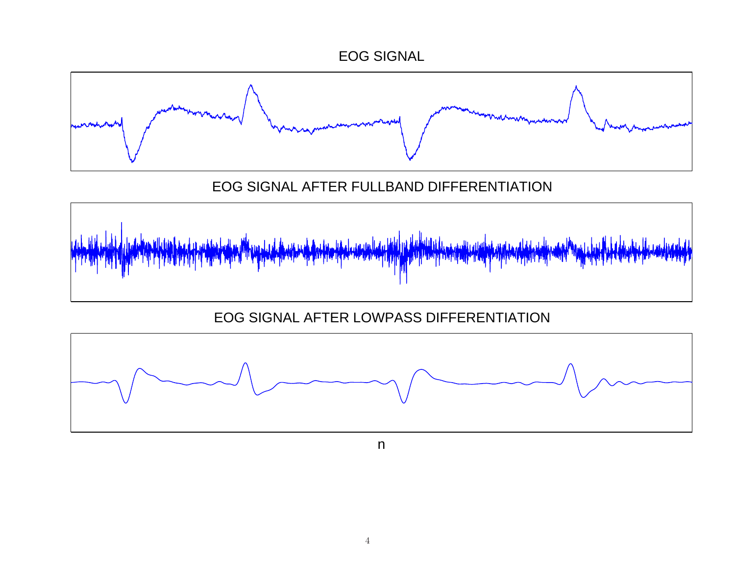EOG SIGNAL

EOG SIGNAL AFTER FULLBAND DIFFERENTIATION

EOG SIGNAL AFTER LOWPASS DIFFERENTIATION

n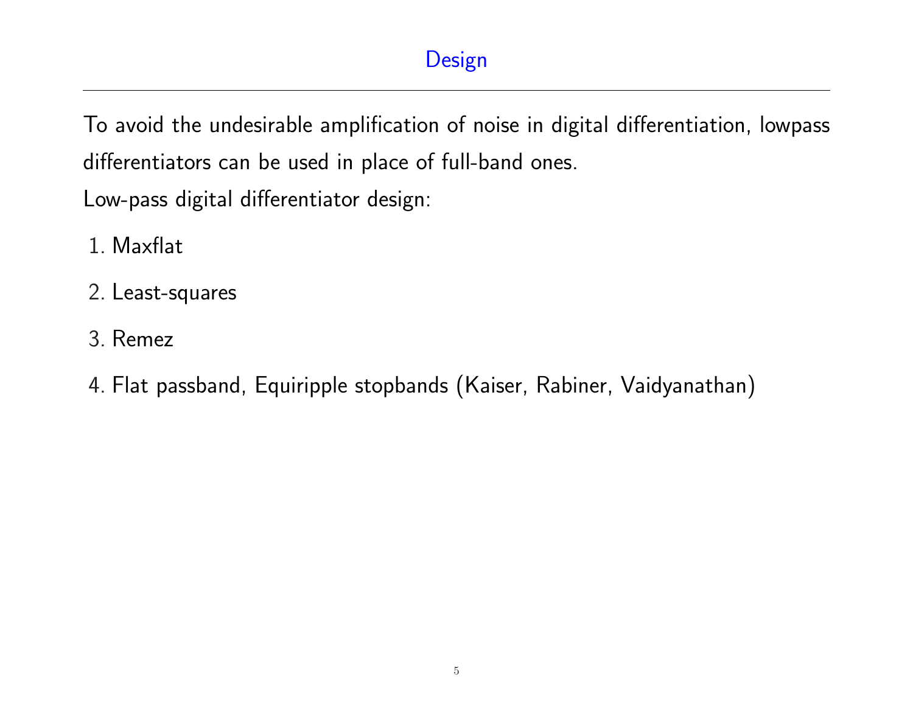# Design

To avoid the undesirable amplification of noise in digital differentiation, lowpass differentiators can be used in place of full-band ones.

Low-pass digital differentiator design:

1. Maxflat
2. Least-squares
3. Remez
4. Flat passband, Equiripple stopbands (Kaiser, Rabiner, Vaidyanathan)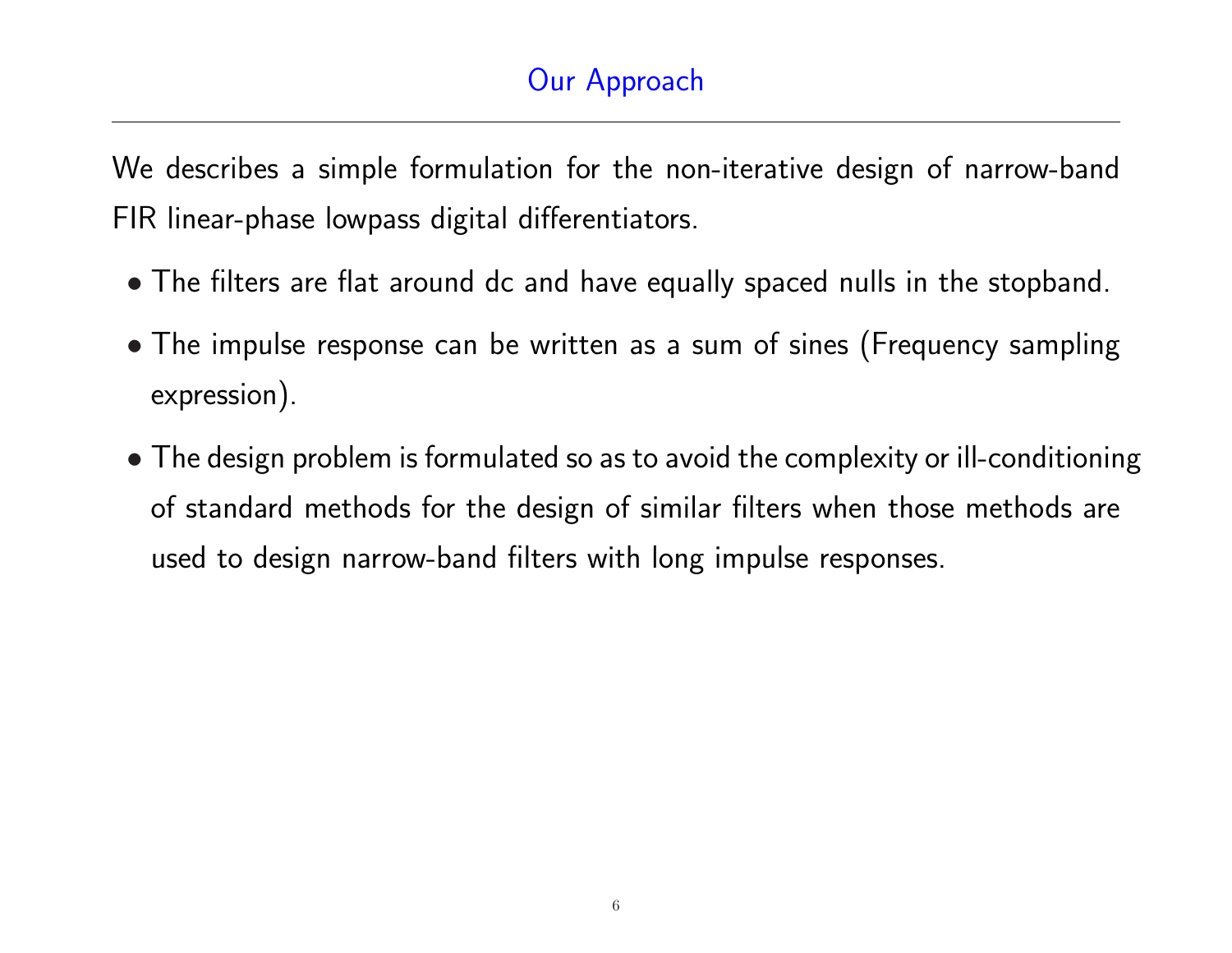# Our Approach

We describes a simple formulation for the non-iterative design of narrow-band FIR linear-phase lowpass digital differentiators.

- The filters are flat around dc and have equally spaced nulls in the stopband.
- The impulse response can be written as a sum of sines (Frequency sampling expression).
- The design problem is formulated so as to avoid the complexity or ill-conditioning of standard methods for the design of similar filters when those methods are used to design narrow-band filters with long impulse responses.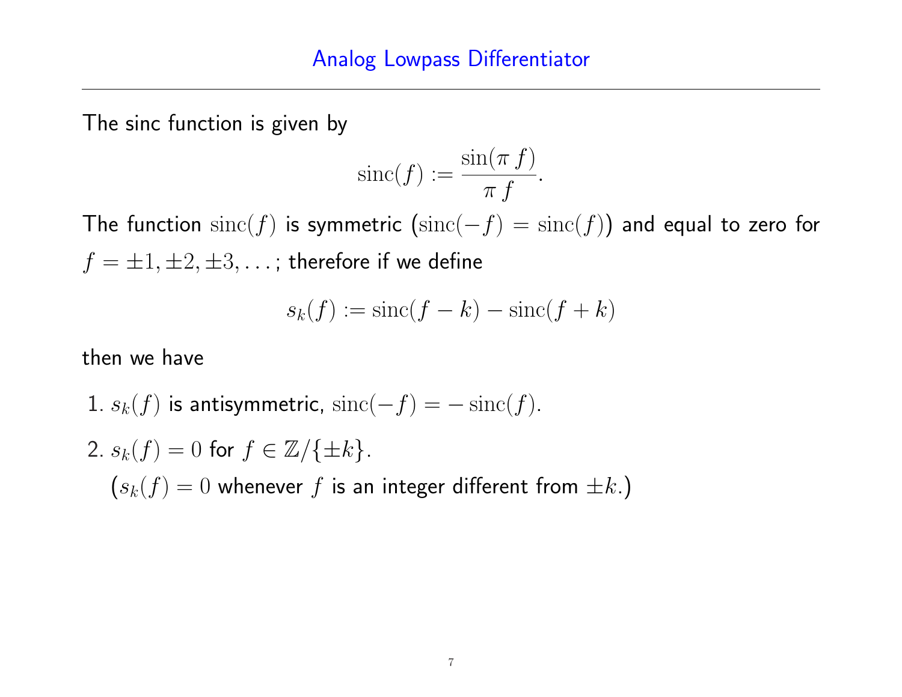# Analog Lowpass Differentiator

The sinc function is given by

$$\operatorname{sinc}(f) := \frac{\sin(\pi f)}{\pi f}.$$

The function $\operatorname{sinc}(f)$ is symmetric ($\operatorname{sinc}(-f) = \operatorname{sinc}(f)$) and equal to zero for $f = \pm 1, \pm 2, \pm 3, \ldots$; therefore if we define

$$s_k(f) := \operatorname{sinc}(f - k) - \operatorname{sinc}(f + k)$$

then we have

1. $s_k(f)$ is antisymmetric, $\operatorname{sinc}(-f) = -\operatorname{sinc}(f)$.
2. $s_k(f) = 0$ for $f \in \mathbb{Z}/\{\pm k\}$.
   ($s_k(f) = 0$ whenever $f$ is an integer different from $\pm k$.)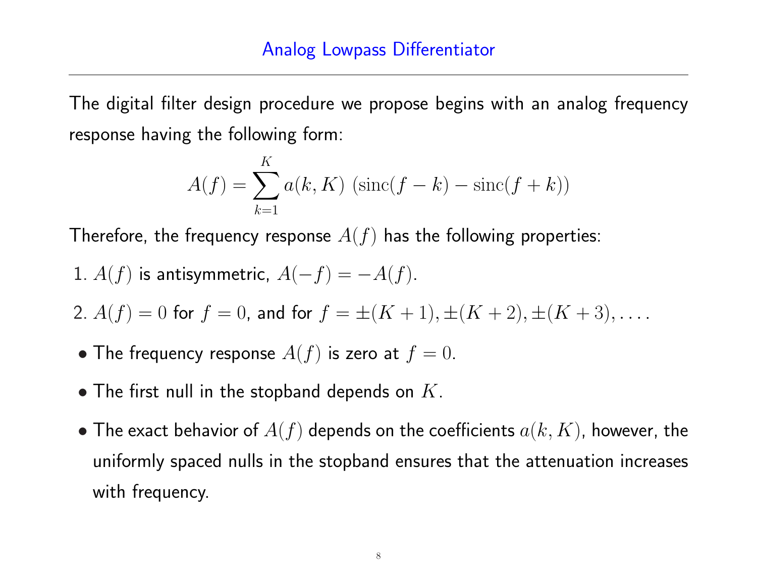# Analog Lowpass Differentiator

The digital filter design procedure we propose begins with an analog frequency response having the following form:

$$A(f) = \sum_{k=1}^{K} a(k, K) \; (\operatorname{sinc}(f-k) - \operatorname{sinc}(f+k))$$

Therefore, the frequency response $A(f)$ has the following properties:

1. $A(f)$ is antisymmetric, $A(-f) = -A(f)$.
2. $A(f) = 0$ for $f = 0$, and for $f = \pm(K+1), \pm(K+2), \pm(K+3), \ldots$.

- The frequency response $A(f)$ is zero at $f = 0$.
- The first null in the stopband depends on $K$.
- The exact behavior of $A(f)$ depends on the coefficients $a(k, K)$, however, the uniformly spaced nulls in the stopband ensures that the attenuation increases with frequency.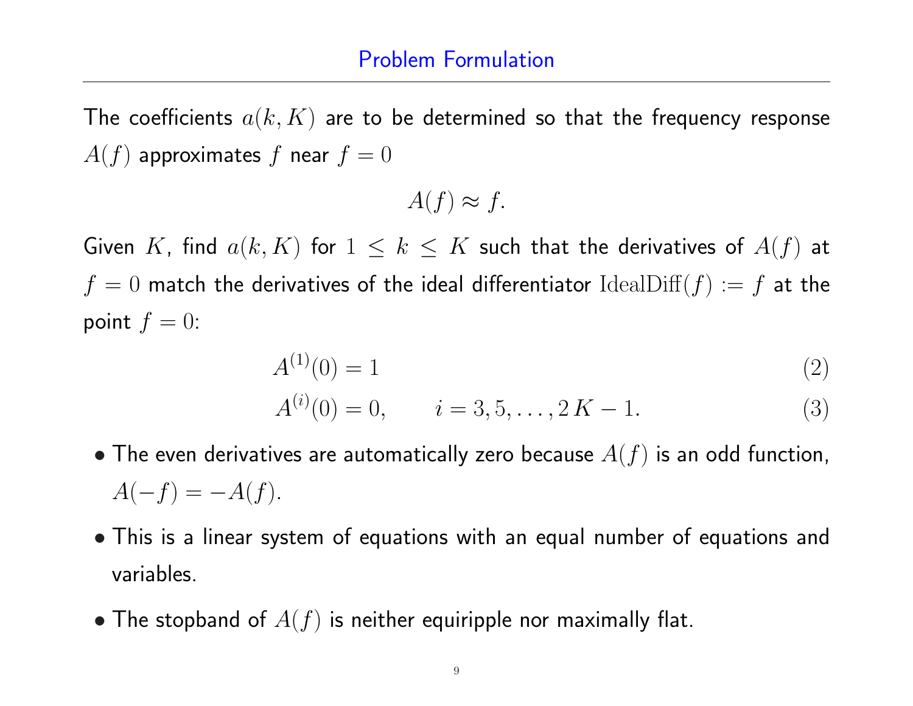# Problem Formulation

The coefficients $a(k, K)$ are to be determined so that the frequency response $A(f)$ approximates $f$ near $f = 0$

$$A(f) \approx f.$$

Given $K$, find $a(k, K)$ for $1 \le k \le K$ such that the derivatives of $A(f)$ at $f = 0$ match the derivatives of the ideal differentiator $\mathrm{IdealDiff}(f) := f$ at the point $f = 0$:

$$A^{(1)}(0) = 1 \tag{2}$$

$$A^{(i)}(0) = 0, \qquad i = 3, 5, \ldots, 2K - 1. \tag{3}$$

- The even derivatives are automatically zero because $A(f)$ is an odd function, $A(-f) = -A(f)$.
- This is a linear system of equations with an equal number of equations and variables.
- The stopband of $A(f)$ is neither equiripple nor maximally flat.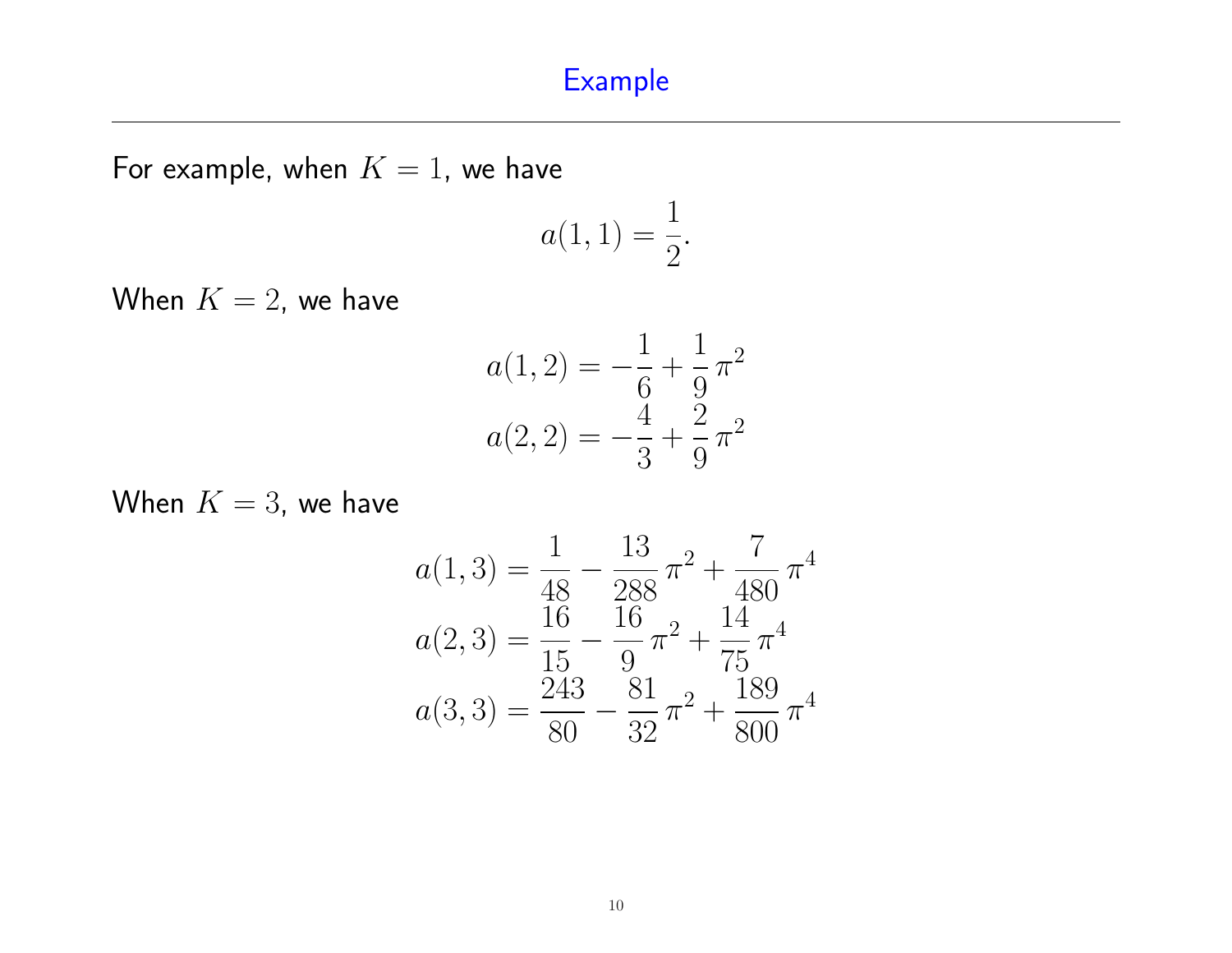# Example

For example, when $K = 1$, we have

$$a(1,1) = \frac{1}{2}.$$

When $K = 2$, we have

$$a(1,2) = -\frac{1}{6} + \frac{1}{9}\pi^2$$
$$a(2,2) = -\frac{4}{3} + \frac{2}{9}\pi^2$$

When $K = 3$, we have

$$a(1,3) = \frac{1}{48} - \frac{13}{288}\pi^2 + \frac{7}{480}\pi^4$$
$$a(2,3) = \frac{16}{15} - \frac{16}{9}\pi^2 + \frac{14}{75}\pi^4$$
$$a(3,3) = \frac{243}{80} - \frac{81}{32}\pi^2 + \frac{189}{800}\pi^4$$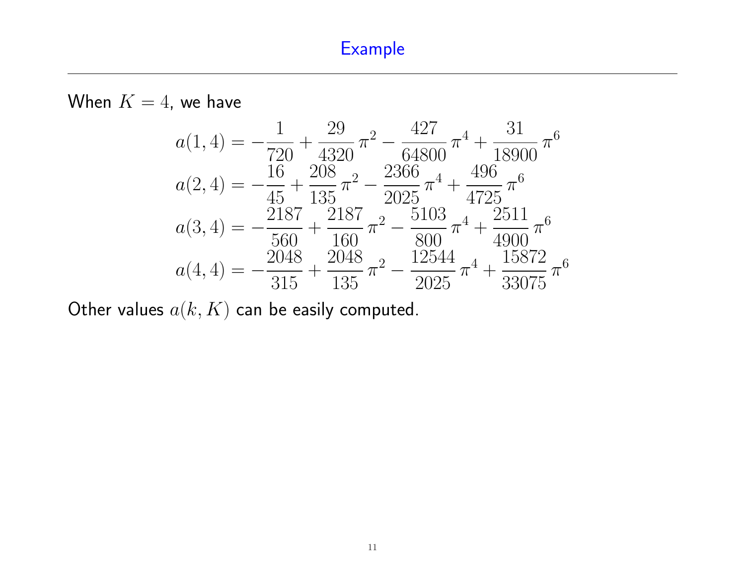# Example

When $K = 4$, we have

$$
\begin{aligned}
a(1,4) &= -\frac{1}{720} + \frac{29}{4320}\,\pi^2 - \frac{427}{64800}\,\pi^4 + \frac{31}{18900}\,\pi^6 \\
a(2,4) &= -\frac{16}{45} + \frac{208}{135}\,\pi^2 - \frac{2366}{2025}\,\pi^4 + \frac{496}{4725}\,\pi^6 \\
a(3,4) &= -\frac{2187}{560} + \frac{2187}{160}\,\pi^2 - \frac{5103}{800}\,\pi^4 + \frac{2511}{4900}\,\pi^6 \\
a(4,4) &= -\frac{2048}{315} + \frac{2048}{135}\,\pi^2 - \frac{12544}{2025}\,\pi^4 + \frac{15872}{33075}\,\pi^6
\end{aligned}
$$

Other values $a(k, K)$ can be easily computed.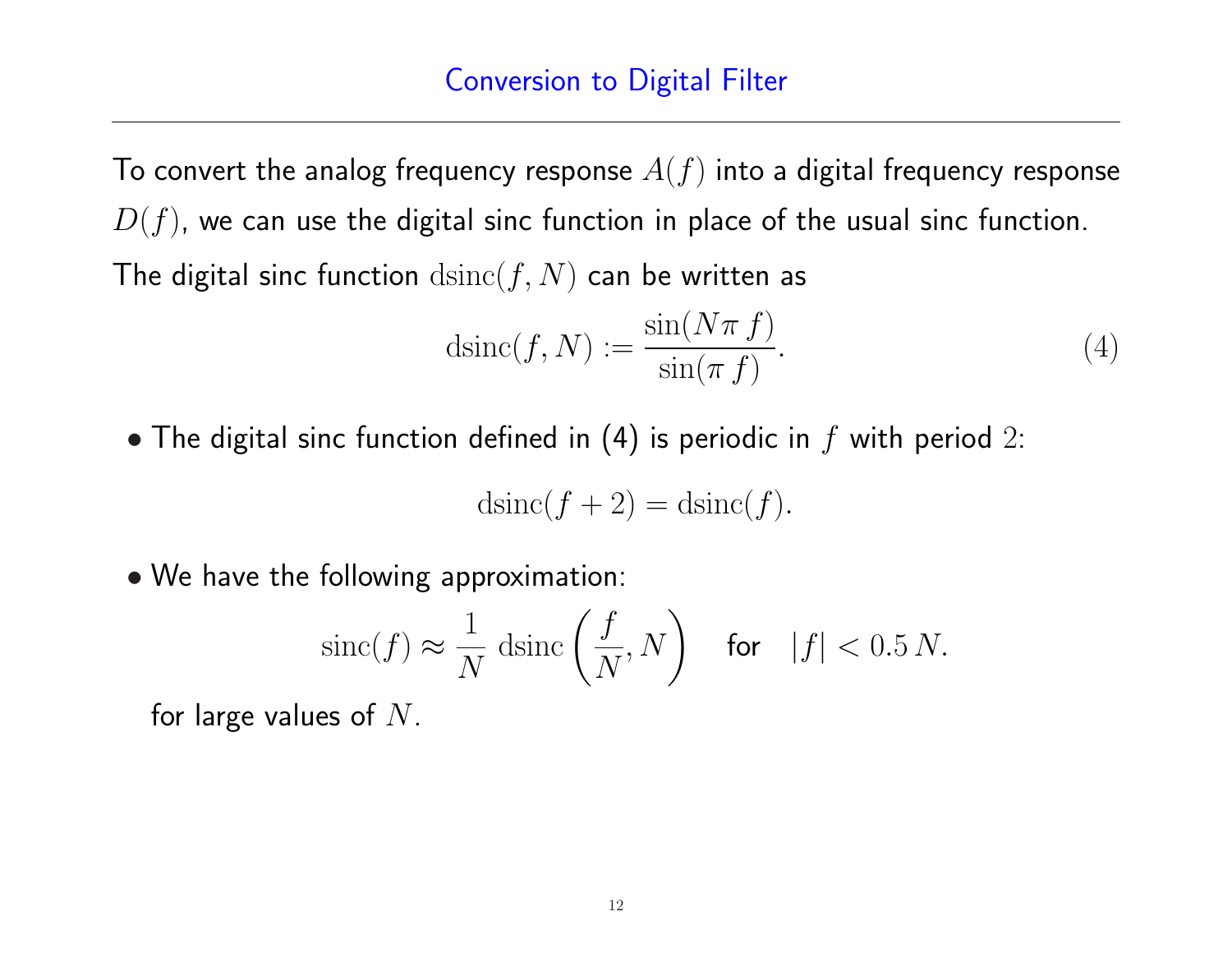# Conversion to Digital Filter

To convert the analog frequency response $A(f)$ into a digital frequency response $D(f)$, we can use the digital sinc function in place of the usual sinc function.

The digital sinc function $\operatorname{dsinc}(f, N)$ can be written as

$$\operatorname{dsinc}(f, N) := \frac{\sin(N\pi\, f)}{\sin(\pi\, f)}. \tag{4}$$

- The digital sinc function defined in (4) is periodic in $f$ with period $2$:

$$\operatorname{dsinc}(f + 2) = \operatorname{dsinc}(f).$$

- We have the following approximation:

$$\operatorname{sinc}(f) \approx \frac{1}{N}\, \operatorname{dsinc}\left(\frac{f}{N}, N\right) \quad \text{for} \quad |f| < 0.5\, N.$$

  for large values of $N$.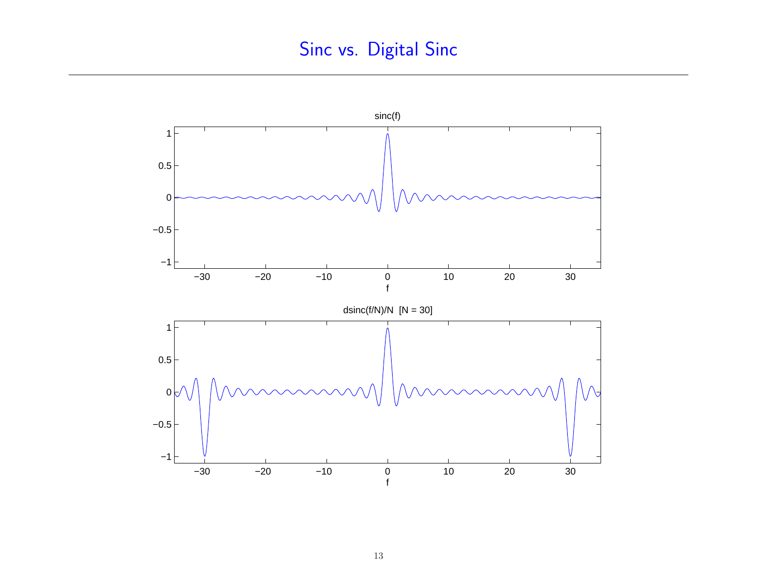# Sinc vs. Digital Sinc

sinc(f)

dsinc(f/N)/N [N = 30]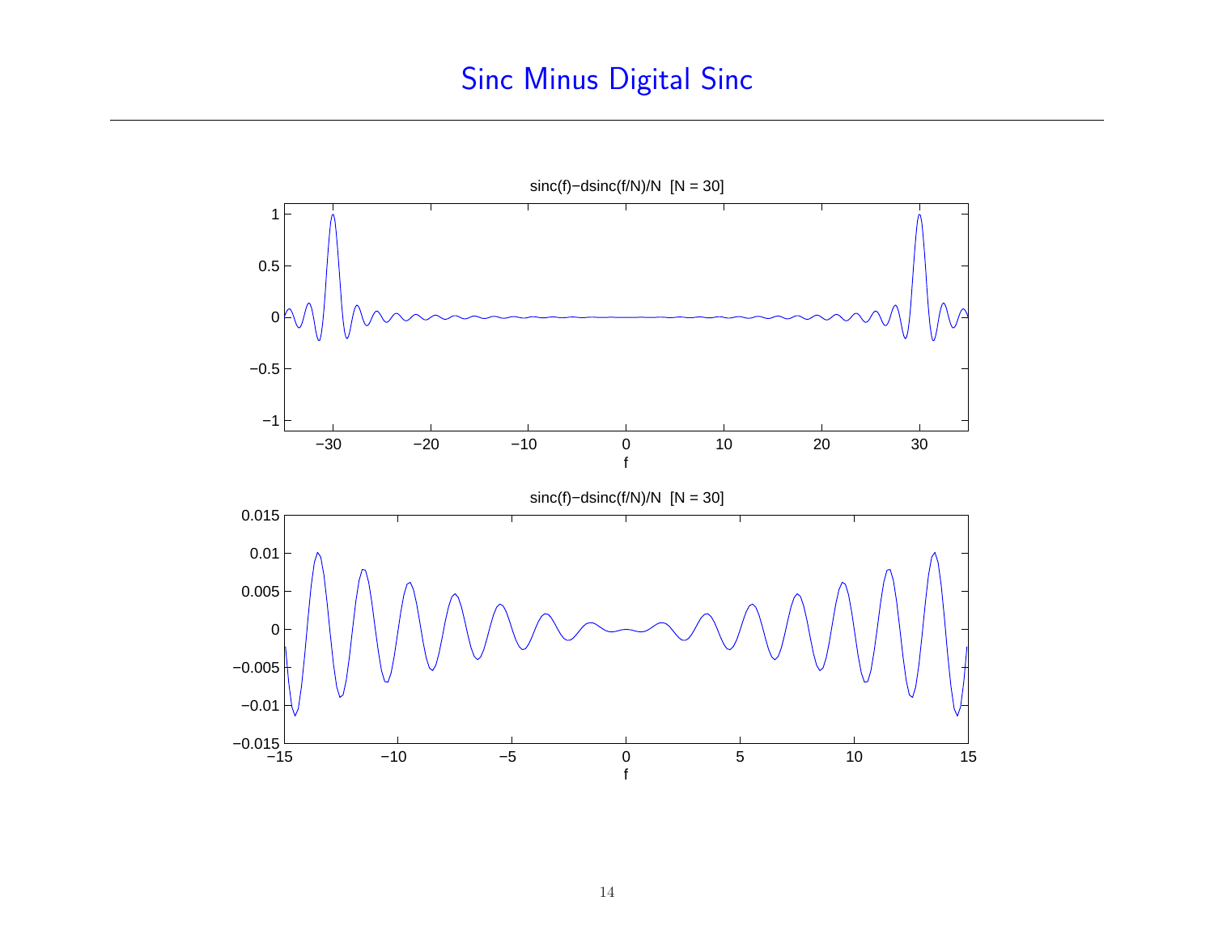# Sinc Minus Digital Sinc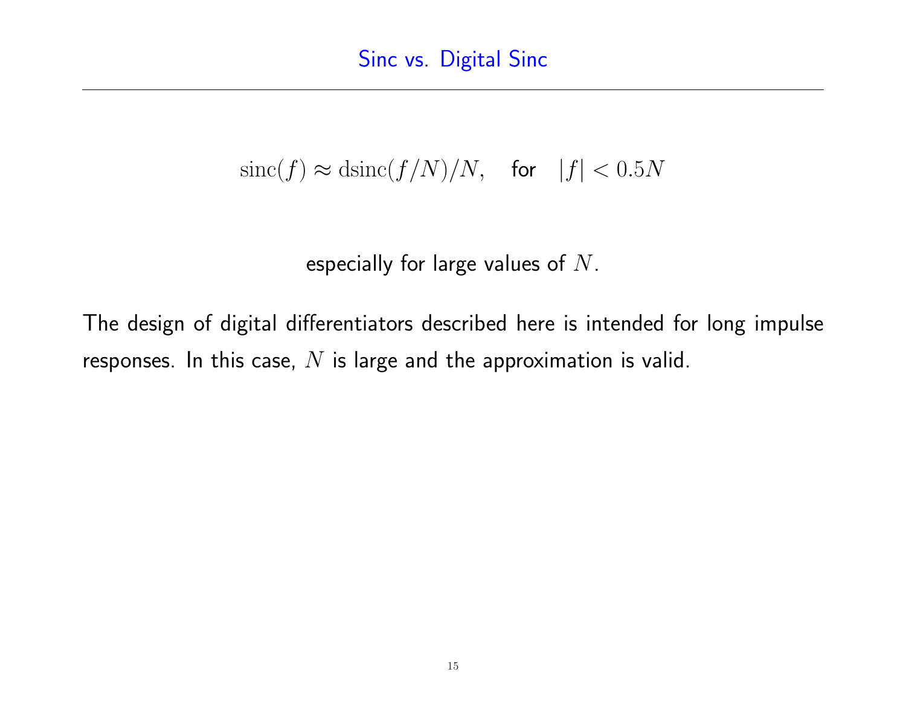## Sinc vs. Digital Sinc

$$\mathrm{sinc}(f) \approx \mathrm{dsinc}(f/N)/N, \quad \text{for} \quad |f| < 0.5N$$

especially for large values of $N$.

The design of digital differentiators described here is intended for long impulse responses. In this case, $N$ is large and the approximation is valid.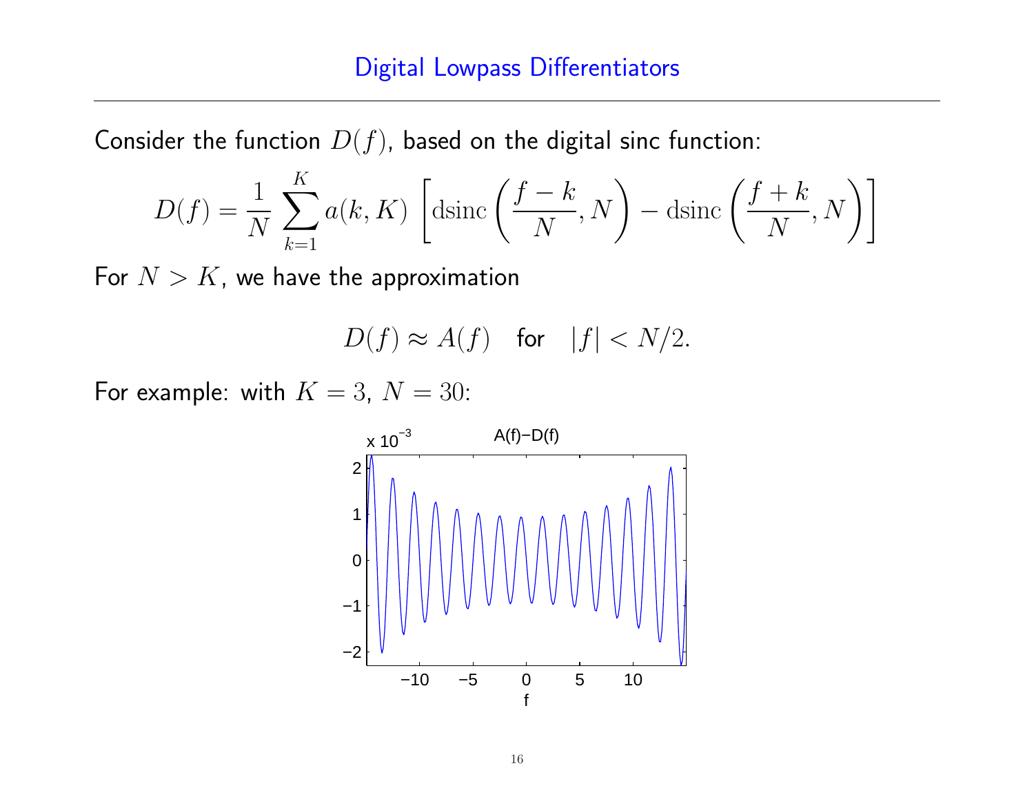# Digital Lowpass Differentiators

Consider the function $D(f)$, based on the digital sinc function:

$$D(f) = \frac{1}{N} \sum_{k=1}^{K} a(k,K) \left[ \text{dsinc}\left(\frac{f-k}{N}, N\right) - \text{dsinc}\left(\frac{f+k}{N}, N\right) \right]$$

For $N > K$, we have the approximation

$$D(f) \approx A(f) \quad \text{for} \quad |f| < N/2.$$

For example: with $K = 3$, $N = 30$: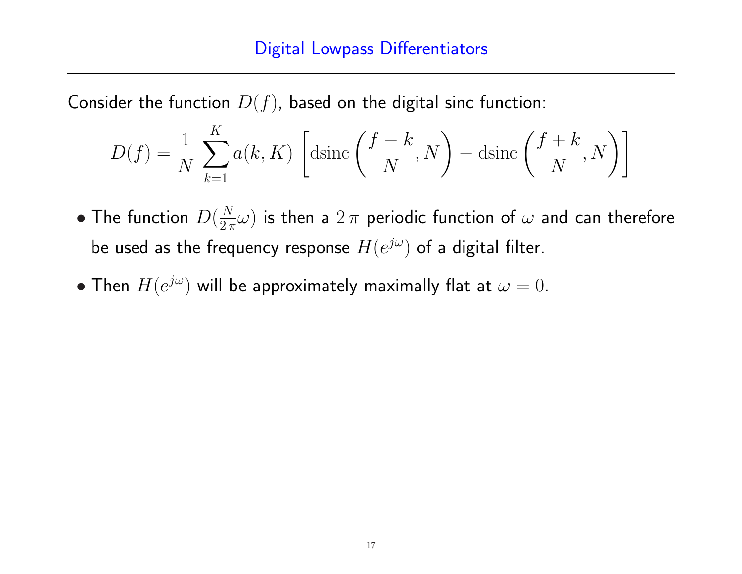## Digital Lowpass Differentiators

Consider the function $D(f)$, based on the digital sinc function:

$$D(f) = \frac{1}{N} \sum_{k=1}^{K} a(k, K) \left[ \text{dsinc}\left(\frac{f-k}{N}, N\right) - \text{dsinc}\left(\frac{f+k}{N}, N\right) \right]$$

- The function $D(\frac{N}{2\pi}\omega)$ is then a $2\pi$ periodic function of $\omega$ and can therefore be used as the frequency response $H(e^{j\omega})$ of a digital filter.
- Then $H(e^{j\omega})$ will be approximately maximally flat at $\omega = 0$.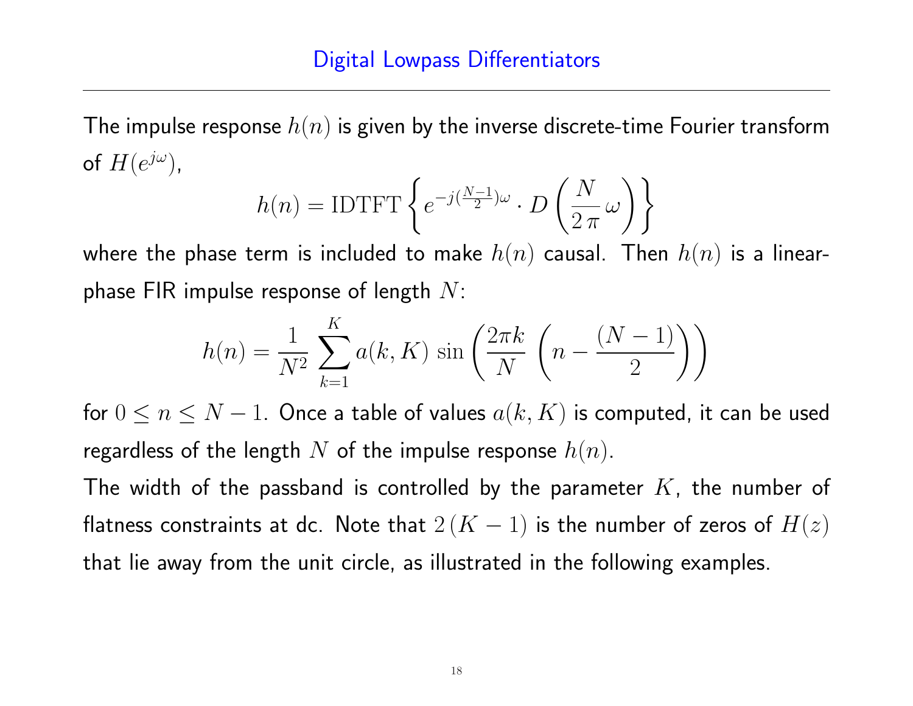# Digital Lowpass Differentiators

The impulse response $h(n)$ is given by the inverse discrete-time Fourier transform of $H(e^{j\omega})$,

$$h(n) = \mathrm{IDTFT}\left\{ e^{-j(\frac{N-1}{2})\omega} \cdot D\left(\frac{N}{2\,\pi}\,\omega\right) \right\}$$

where the phase term is included to make $h(n)$ causal. Then $h(n)$ is a linear-phase FIR impulse response of length $N$:

$$h(n) = \frac{1}{N^2} \sum_{k=1}^{K} a(k,K)\,\sin\left(\frac{2\pi k}{N}\,\left(n - \frac{(N-1)}{2}\right)\right)$$

for $0 \le n \le N-1$. Once a table of values $a(k,K)$ is computed, it can be used regardless of the length $N$ of the impulse response $h(n)$.

The width of the passband is controlled by the parameter $K$, the number of flatness constraints at dc. Note that $2\,(K-1)$ is the number of zeros of $H(z)$ that lie away from the unit circle, as illustrated in the following examples.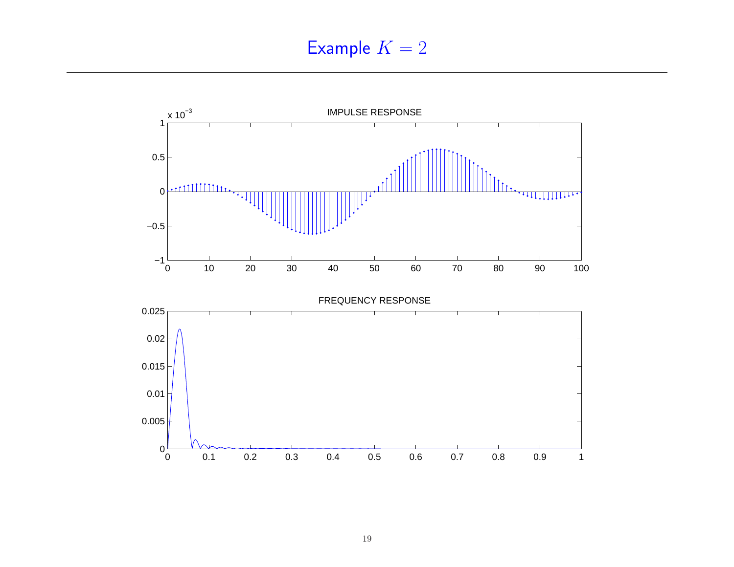# Example $K = 2$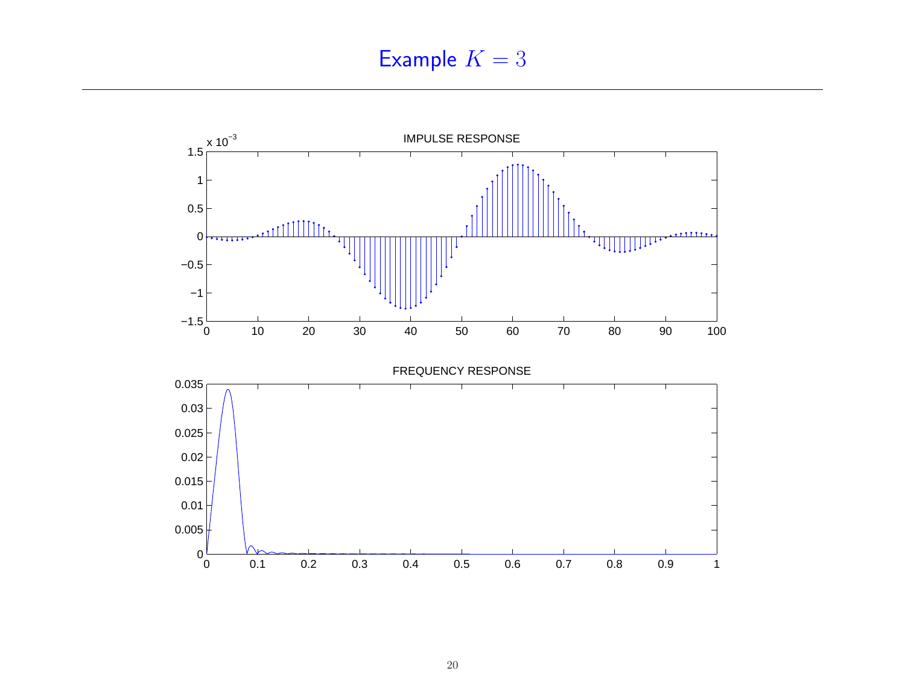# Example $K = 3$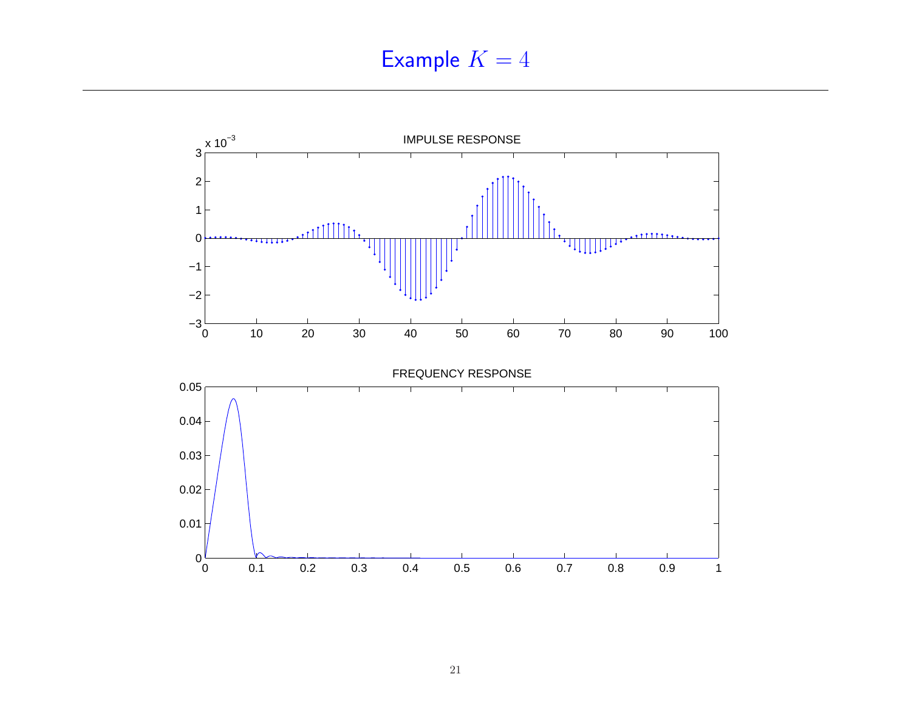# Example $K = 4$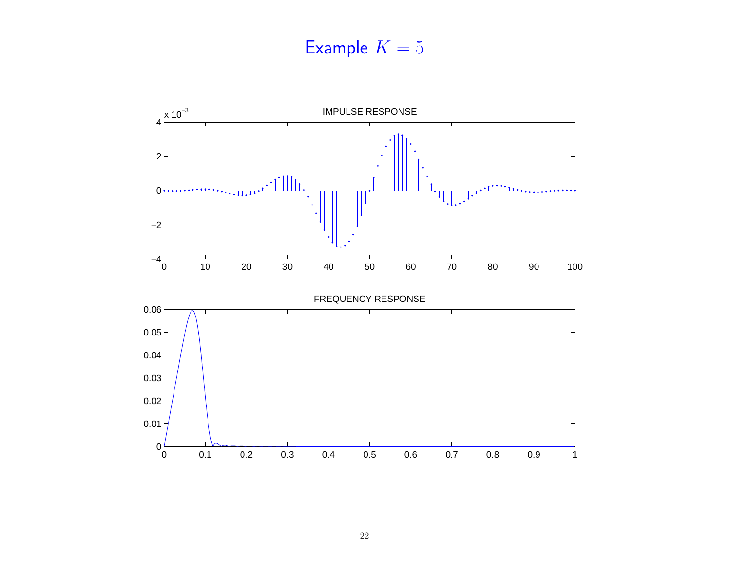# Example $K = 5$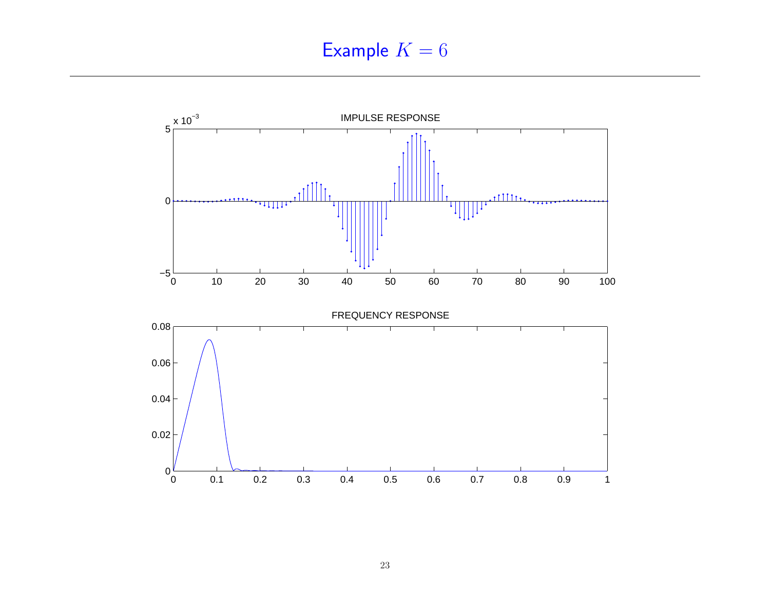# Example $K = 6$

IMPULSE RESPONSE

FREQUENCY RESPONSE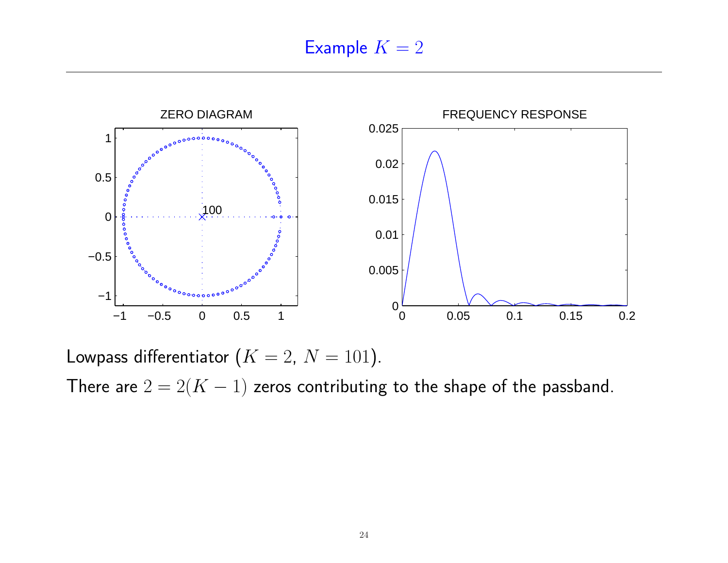# Example $K = 2$

Lowpass differentiator ($K = 2,\ N = 101$).

There are $2 = 2(K - 1)$ zeros contributing to the shape of the passband.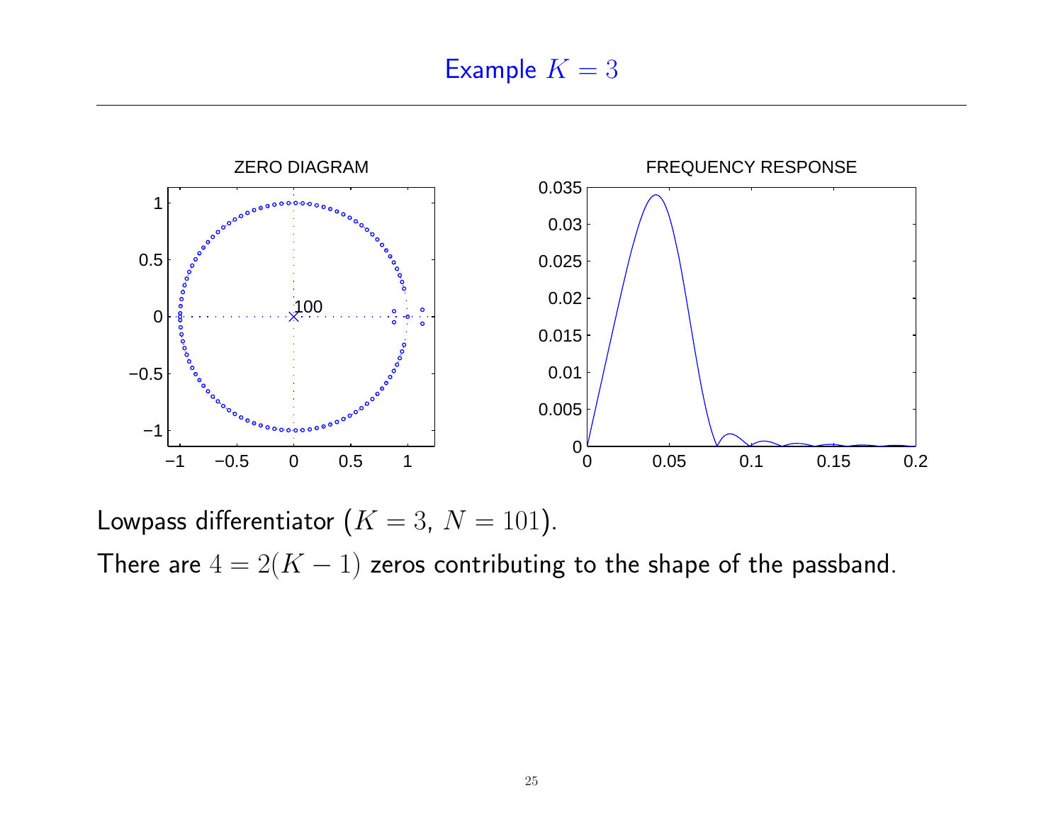# Example $K = 3$

Lowpass differentiator ($K = 3,\ N = 101$).

There are $4 = 2(K-1)$ zeros contributing to the shape of the passband.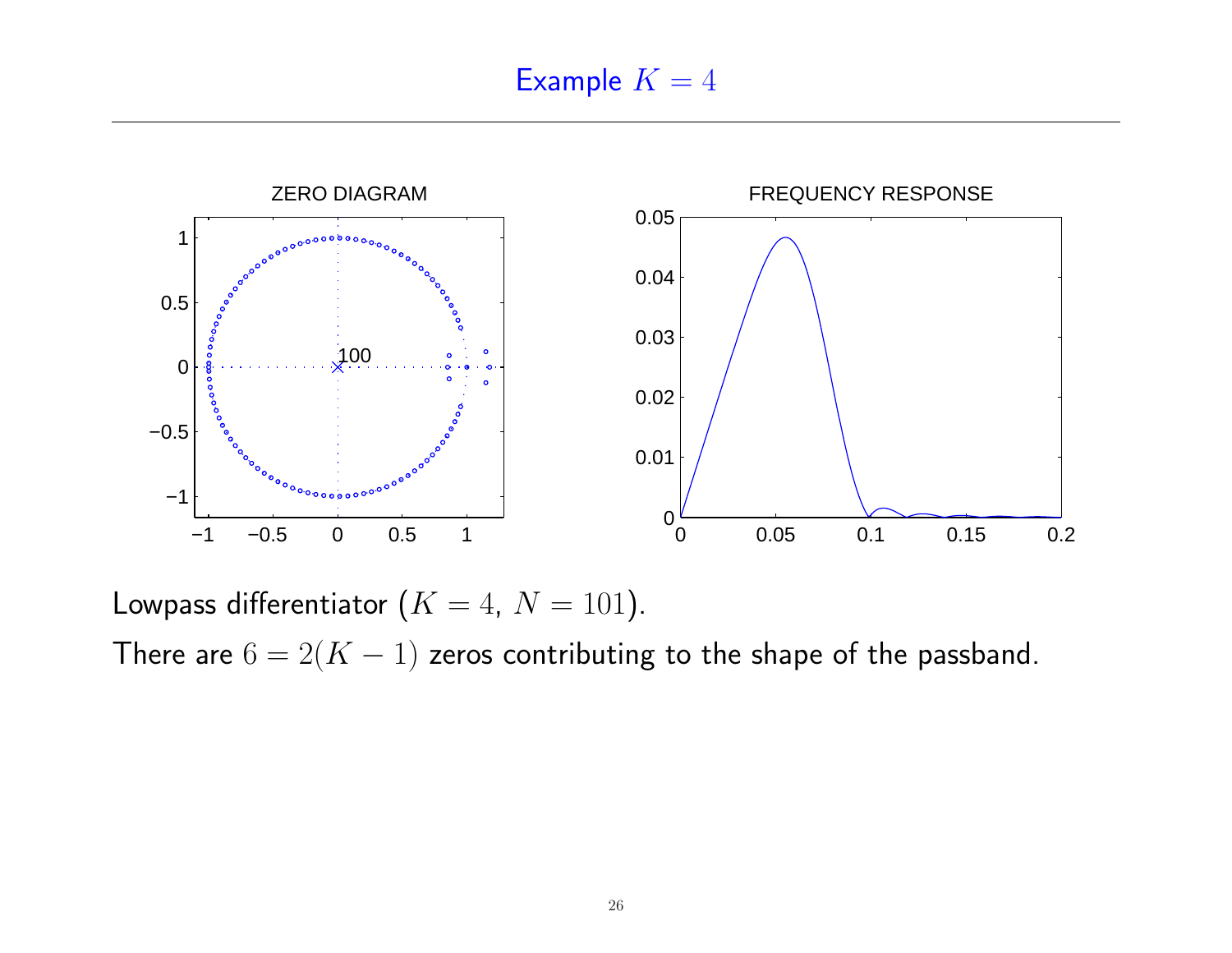# Example $K = 4$

Lowpass differentiator ($K = 4,\ N = 101$).

There are $6 = 2(K-1)$ zeros contributing to the shape of the passband.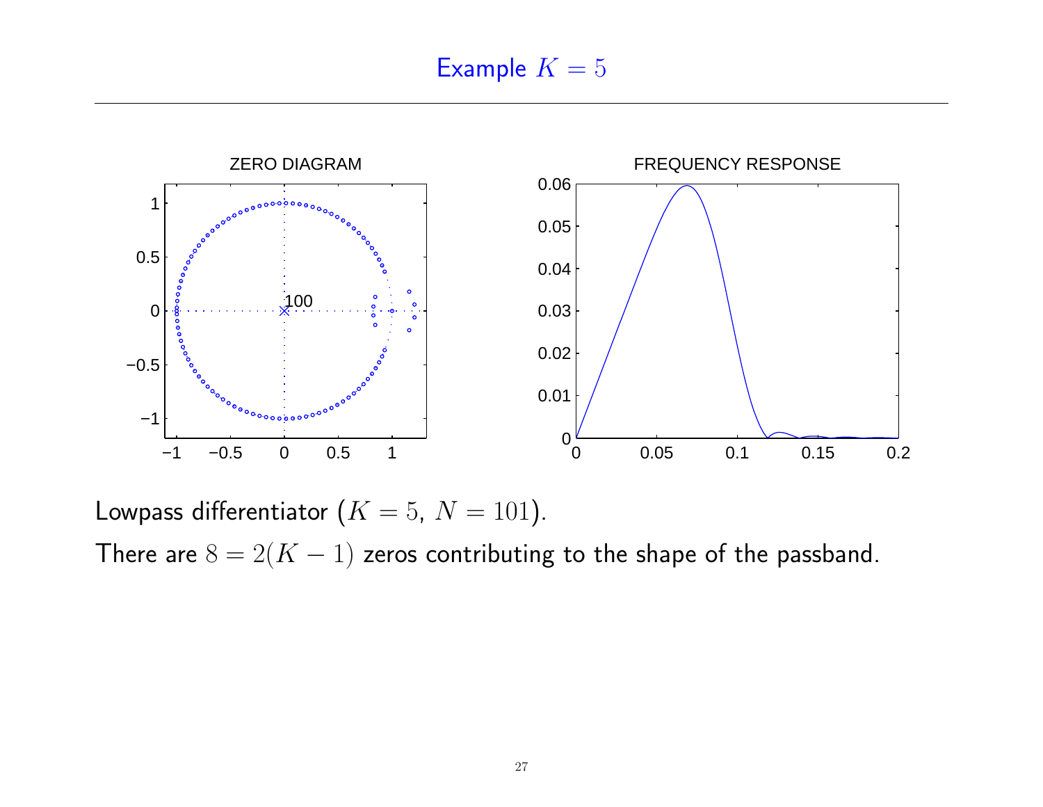# Example $K = 5$

Lowpass differentiator ($K = 5$, $N = 101$).

There are $8 = 2(K - 1)$ zeros contributing to the shape of the passband.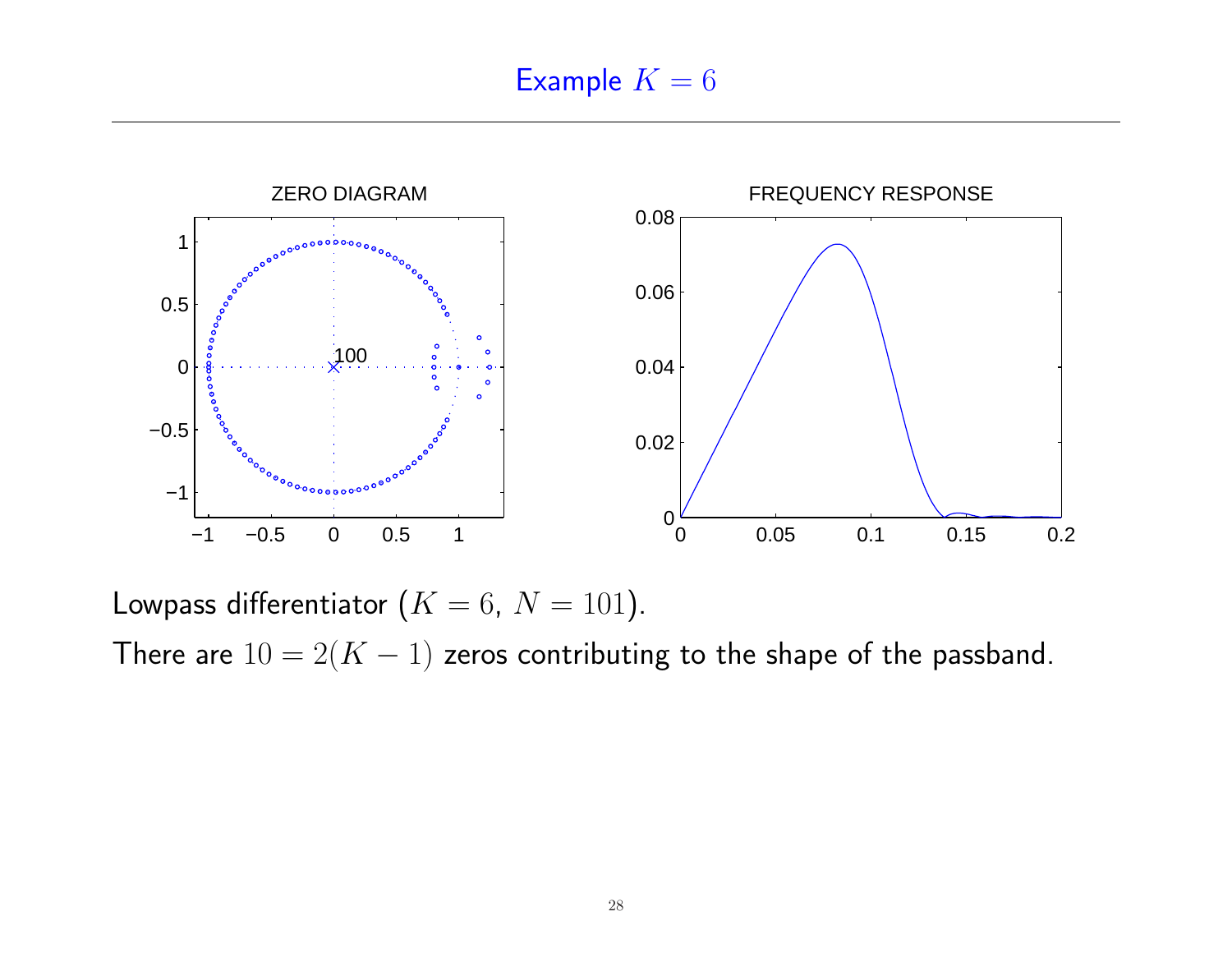# Example $K = 6$

Lowpass differentiator ($K = 6,\ N = 101$).

There are $10 = 2(K - 1)$ zeros contributing to the shape of the passband.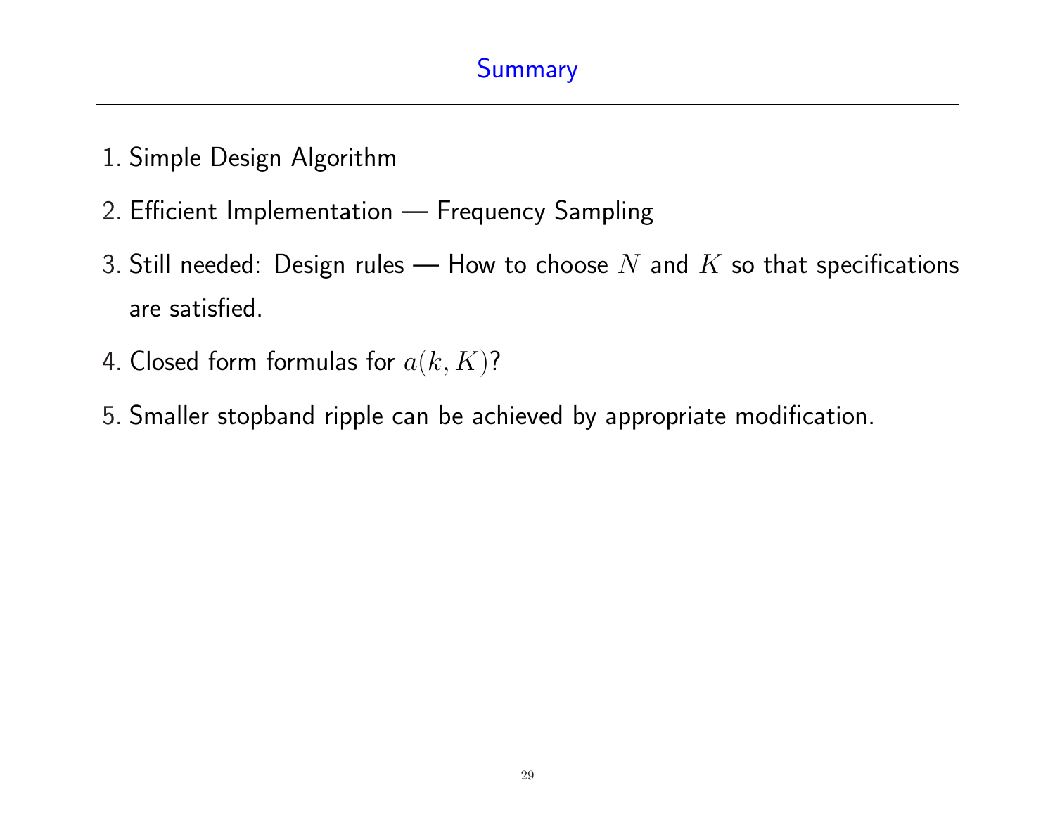## Summary

1. Simple Design Algorithm
2. Efficient Implementation — Frequency Sampling
3. Still needed: Design rules — How to choose $N$ and $K$ so that specifications are satisfied.
4. Closed form formulas for $a(k, K)$?
5. Smaller stopband ripple can be achieved by appropriate modification.